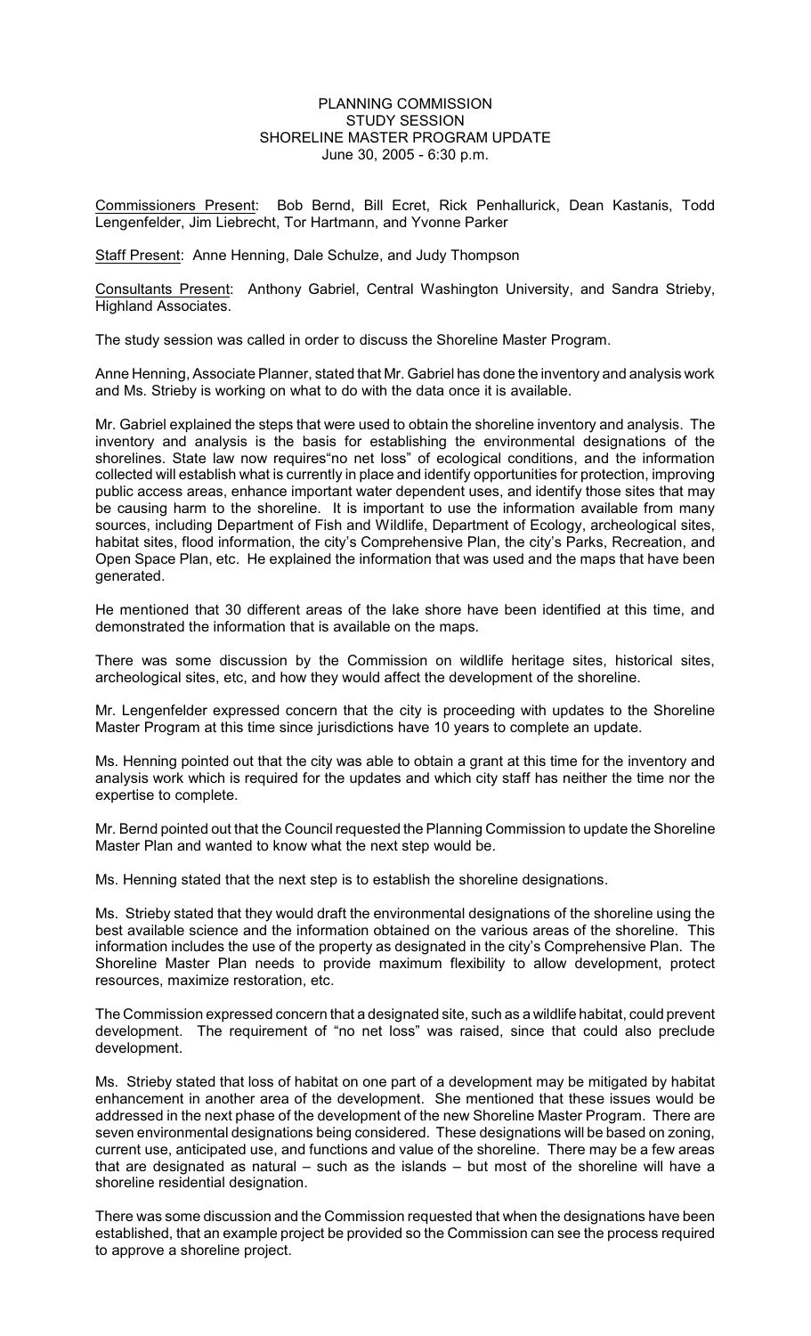PLANNING COMMISSION
STUDY SESSION
SHORELINE MASTER PROGRAM UPDATE
June 30, 2005 - 6:30 p.m.

Commissioners Present: Bob Bernd, Bill Ecret, Rick Penhallurick, Dean Kastanis, Todd Lengenfelder, Jim Liebrecht, Tor Hartmann, and Yvonne Parker

Staff Present: Anne Henning, Dale Schulze, and Judy Thompson

Consultants Present: Anthony Gabriel, Central Washington University, and Sandra Strieby, Highland Associates.

The study session was called in order to discuss the Shoreline Master Program.

Anne Henning, Associate Planner, stated that Mr. Gabriel has done the inventory and analysis work and Ms. Strieby is working on what to do with the data once it is available.

Mr. Gabriel explained the steps that were used to obtain the shoreline inventory and analysis. The inventory and analysis is the basis for establishing the environmental designations of the shorelines. State law now requires"no net loss" of ecological conditions, and the information collected will establish what is currently in place and identify opportunities for protection, improving public access areas, enhance important water dependent uses, and identify those sites that may be causing harm to the shoreline. It is important to use the information available from many sources, including Department of Fish and Wildlife, Department of Ecology, archeological sites, habitat sites, flood information, the city's Comprehensive Plan, the city's Parks, Recreation, and Open Space Plan, etc. He explained the information that was used and the maps that have been generated.

He mentioned that 30 different areas of the lake shore have been identified at this time, and demonstrated the information that is available on the maps.

There was some discussion by the Commission on wildlife heritage sites, historical sites, archeological sites, etc, and how they would affect the development of the shoreline.

Mr. Lengenfelder expressed concern that the city is proceeding with updates to the Shoreline Master Program at this time since jurisdictions have 10 years to complete an update.

Ms. Henning pointed out that the city was able to obtain a grant at this time for the inventory and analysis work which is required for the updates and which city staff has neither the time nor the expertise to complete.

Mr. Bernd pointed out that the Council requested the Planning Commission to update the Shoreline Master Plan and wanted to know what the next step would be.

Ms. Henning stated that the next step is to establish the shoreline designations.

Ms. Strieby stated that they would draft the environmental designations of the shoreline using the best available science and the information obtained on the various areas of the shoreline. This information includes the use of the property as designated in the city's Comprehensive Plan. The Shoreline Master Plan needs to provide maximum flexibility to allow development, protect resources, maximize restoration, etc.

The Commission expressed concern that a designated site, such as a wildlife habitat, could prevent development. The requirement of "no net loss" was raised, since that could also preclude development.

Ms. Strieby stated that loss of habitat on one part of a development may be mitigated by habitat enhancement in another area of the development. She mentioned that these issues would be addressed in the next phase of the development of the new Shoreline Master Program. There are seven environmental designations being considered. These designations will be based on zoning, current use, anticipated use, and functions and value of the shoreline. There may be a few areas that are designated as natural – such as the islands – but most of the shoreline will have a shoreline residential designation.

There was some discussion and the Commission requested that when the designations have been established, that an example project be provided so the Commission can see the process required to approve a shoreline project.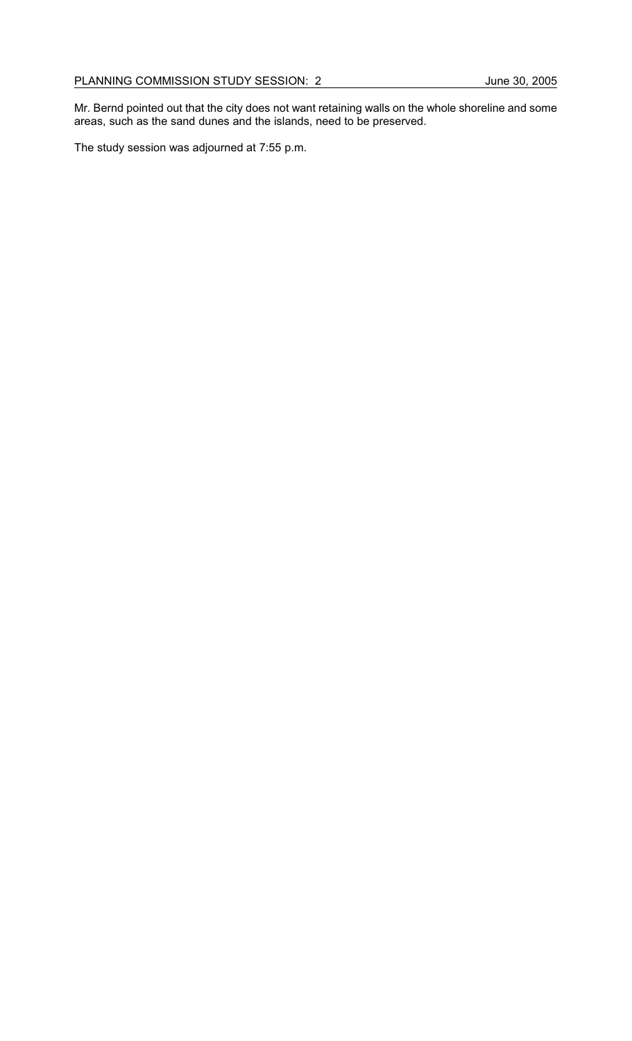Mr. Bernd pointed out that the city does not want retaining walls on the whole shoreline and some areas, such as the sand dunes and the islands, need to be preserved.

The study session was adjourned at 7:55 p.m.